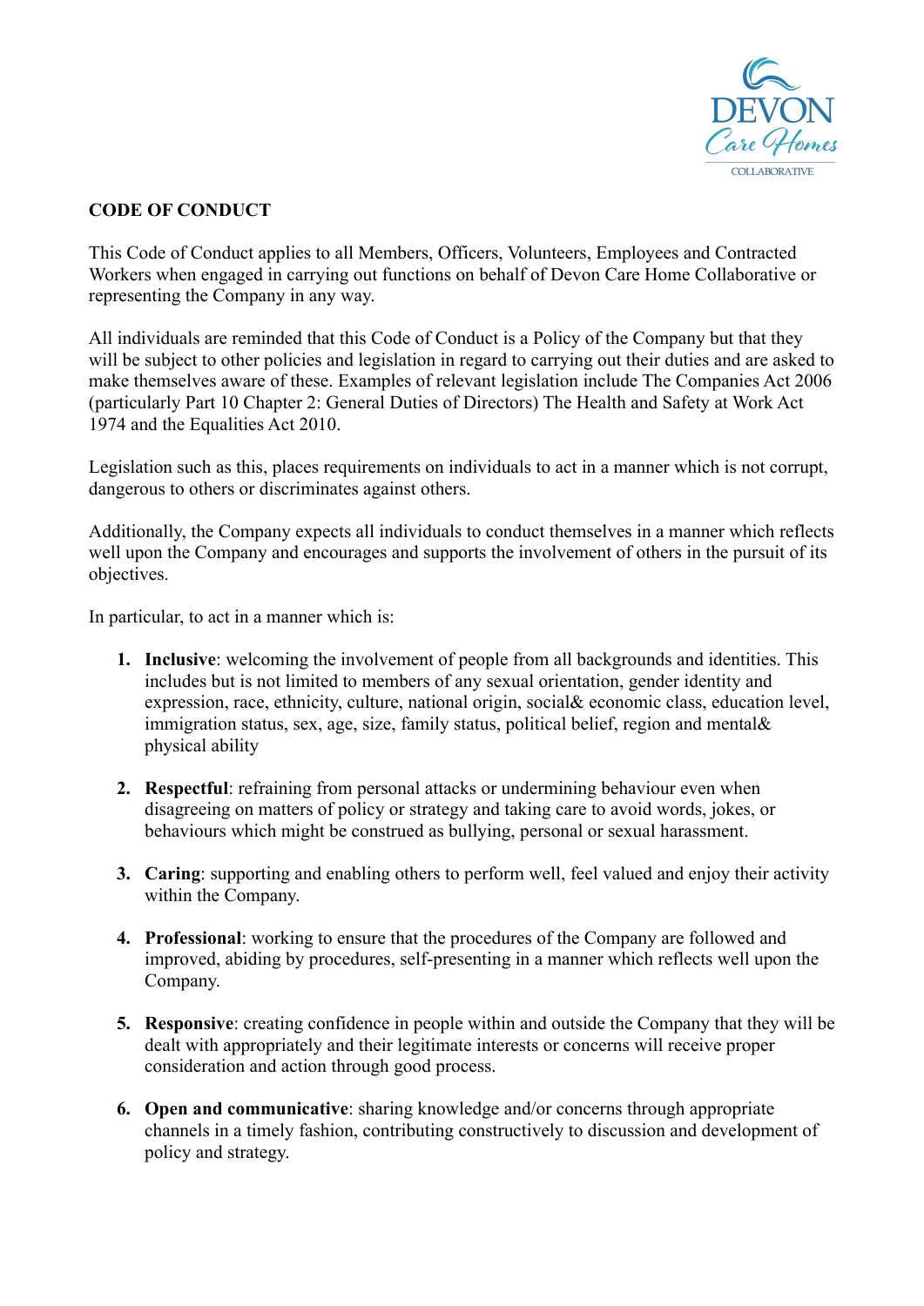DEVON Care Homes COLLABORATIVE

**CODE OF CONDUCT**

This Code of Conduct applies to all Members, Officers, Volunteers, Employees and Contracted Workers when engaged in carrying out functions on behalf of Devon Care Home Collaborative or representing the Company in any way.

All individuals are reminded that this Code of Conduct is a Policy of the Company but that they will be subject to other policies and legislation in regard to carrying out their duties and are asked to make themselves aware of these. Examples of relevant legislation include The Companies Act 2006 (particularly Part 10 Chapter 2: General Duties of Directors) The Health and Safety at Work Act 1974 and the Equalities Act 2010.

Legislation such as this, places requirements on individuals to act in a manner which is not corrupt, dangerous to others or discriminates against others.

Additionally, the Company expects all individuals to conduct themselves in a manner which reflects well upon the Company and encourages and supports the involvement of others in the pursuit of its objectives.

In particular, to act in a manner which is:

1. **Inclusive**: welcoming the involvement of people from all backgrounds and identities. This includes but is not limited to members of any sexual orientation, gender identity and expression, race, ethnicity, culture, national origin, social& economic class, education level, immigration status, sex, age, size, family status, political belief, region and mental& physical ability

2. **Respectful**: refraining from personal attacks or undermining behaviour even when disagreeing on matters of policy or strategy and taking care to avoid words, jokes, or behaviours which might be construed as bullying, personal or sexual harassment.

3. **Caring**: supporting and enabling others to perform well, feel valued and enjoy their activity within the Company.

4. **Professional**: working to ensure that the procedures of the Company are followed and improved, abiding by procedures, self-presenting in a manner which reflects well upon the Company.

5. **Responsive**: creating confidence in people within and outside the Company that they will be dealt with appropriately and their legitimate interests or concerns will receive proper consideration and action through good process.

6. **Open and communicative**: sharing knowledge and/or concerns through appropriate channels in a timely fashion, contributing constructively to discussion and development of policy and strategy.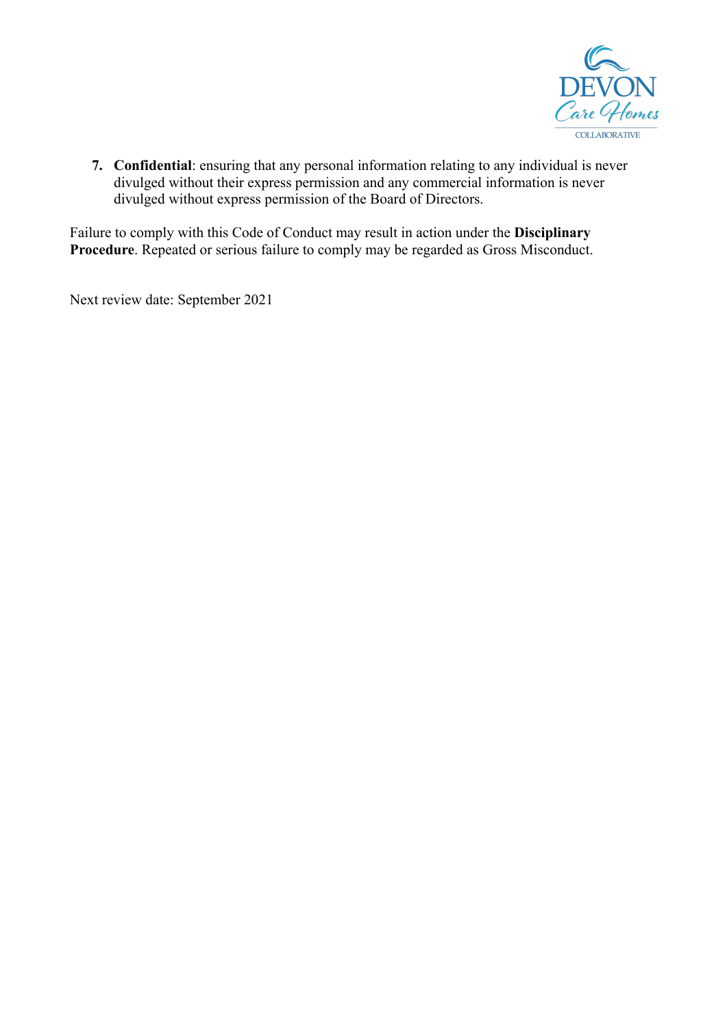7. **Confidential**: ensuring that any personal information relating to any individual is never divulged without their express permission and any commercial information is never divulged without express permission of the Board of Directors.

Failure to comply with this Code of Conduct may result in action under the **Disciplinary Procedure**. Repeated or serious failure to comply may be regarded as Gross Misconduct.

Next review date: September 2021